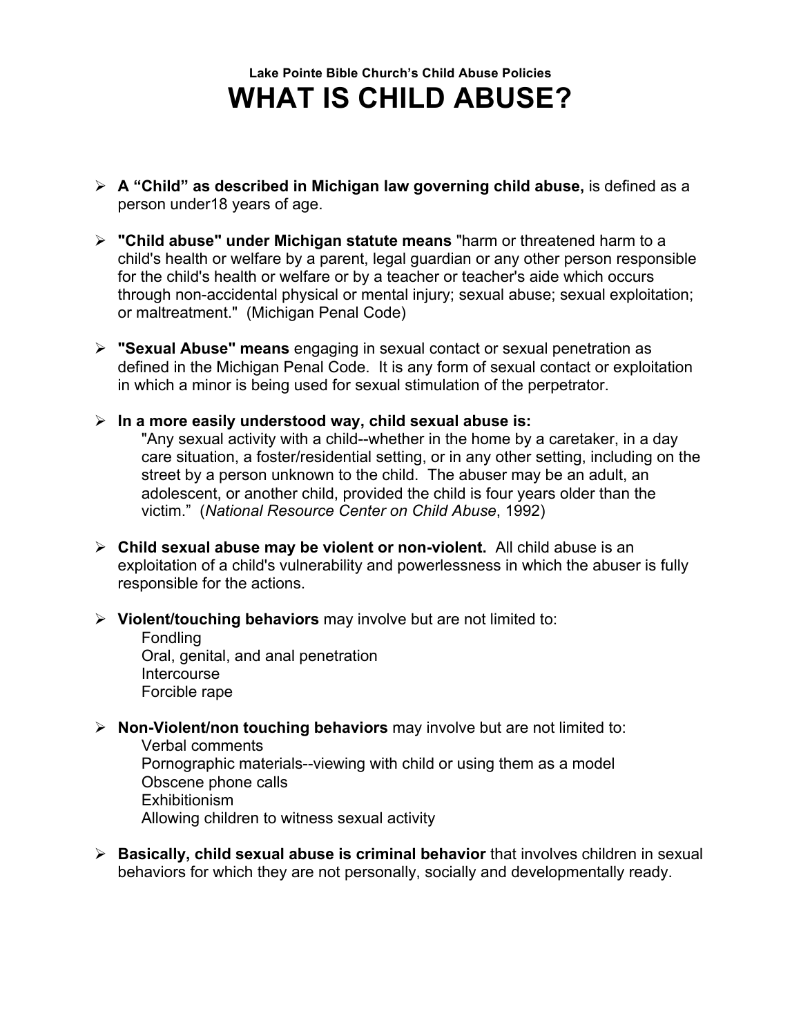**Lake Pointe Bible Church's Child Abuse Policies**

# WHAT IS CHILD ABUSE?

- **A "Child" as described in Michigan law governing child abuse,** is defined as a person under18 years of age.

- **"Child abuse" under Michigan statute means** "harm or threatened harm to a child's health or welfare by a parent, legal guardian or any other person responsible for the child's health or welfare or by a teacher or teacher's aide which occurs through non-accidental physical or mental injury; sexual abuse; sexual exploitation; or maltreatment." (Michigan Penal Code)

- **"Sexual Abuse" means** engaging in sexual contact or sexual penetration as defined in the Michigan Penal Code. It is any form of sexual contact or exploitation in which a minor is being used for sexual stimulation of the perpetrator.

- **In a more easily understood way, child sexual abuse is:**
  "Any sexual activity with a child--whether in the home by a caretaker, in a day care situation, a foster/residential setting, or in any other setting, including on the street by a person unknown to the child. The abuser may be an adult, an adolescent, or another child, provided the child is four years older than the victim." (*National Resource Center on Child Abuse*, 1992)

- **Child sexual abuse may be violent or non-violent.** All child abuse is an exploitation of a child's vulnerability and powerlessness in which the abuser is fully responsible for the actions.

- **Violent/touching behaviors** may involve but are not limited to:
  - Fondling
  - Oral, genital, and anal penetration
  - Intercourse
  - Forcible rape

- **Non-Violent/non touching behaviors** may involve but are not limited to:
  - Verbal comments
  - Pornographic materials--viewing with child or using them as a model
  - Obscene phone calls
  - Exhibitionism
  - Allowing children to witness sexual activity

- **Basically, child sexual abuse is criminal behavior** that involves children in sexual behaviors for which they are not personally, socially and developmentally ready.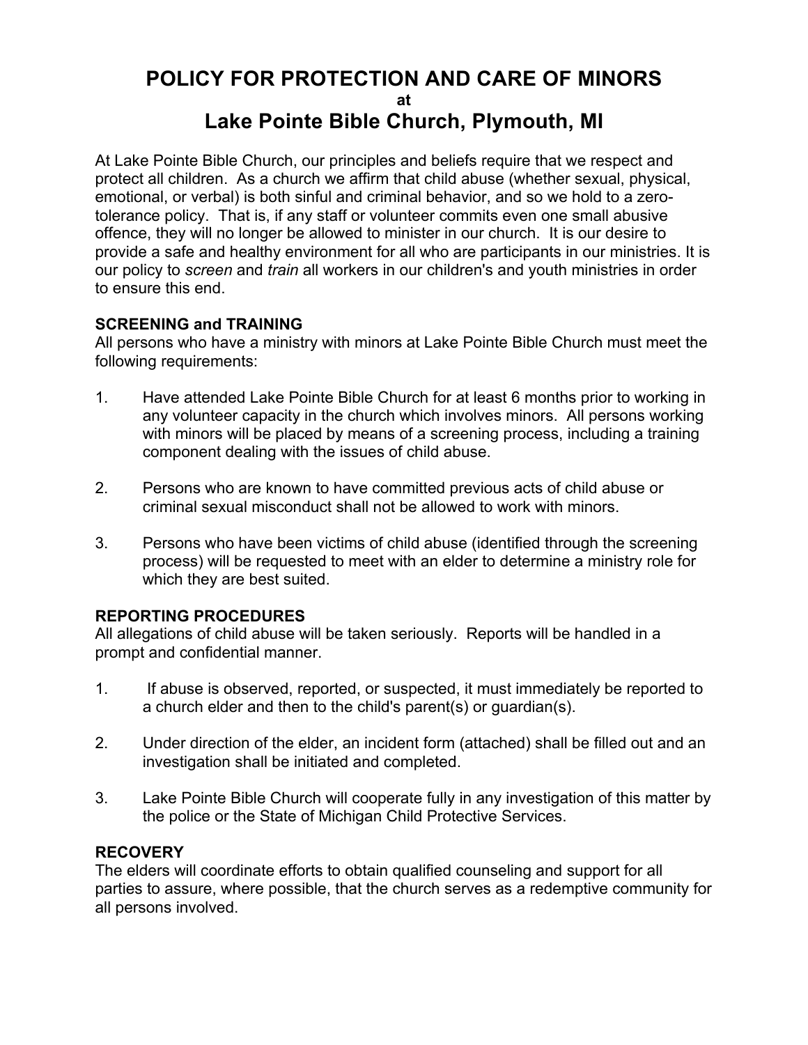# POLICY FOR PROTECTION AND CARE OF MINORS

**at**

# Lake Pointe Bible Church, Plymouth, MI

At Lake Pointe Bible Church, our principles and beliefs require that we respect and protect all children. As a church we affirm that child abuse (whether sexual, physical, emotional, or verbal) is both sinful and criminal behavior, and so we hold to a zero-tolerance policy. That is, if any staff or volunteer commits even one small abusive offence, they will no longer be allowed to minister in our church. It is our desire to provide a safe and healthy environment for all who are participants in our ministries. It is our policy to *screen* and *train* all workers in our children's and youth ministries in order to ensure this end.

**SCREENING and TRAINING**

All persons who have a ministry with minors at Lake Pointe Bible Church must meet the following requirements:

1. Have attended Lake Pointe Bible Church for at least 6 months prior to working in any volunteer capacity in the church which involves minors. All persons working with minors will be placed by means of a screening process, including a training component dealing with the issues of child abuse.

2. Persons who are known to have committed previous acts of child abuse or criminal sexual misconduct shall not be allowed to work with minors.

3. Persons who have been victims of child abuse (identified through the screening process) will be requested to meet with an elder to determine a ministry role for which they are best suited.

**REPORTING PROCEDURES**

All allegations of child abuse will be taken seriously. Reports will be handled in a prompt and confidential manner.

1. If abuse is observed, reported, or suspected, it must immediately be reported to a church elder and then to the child's parent(s) or guardian(s).

2. Under direction of the elder, an incident form (attached) shall be filled out and an investigation shall be initiated and completed.

3. Lake Pointe Bible Church will cooperate fully in any investigation of this matter by the police or the State of Michigan Child Protective Services.

**RECOVERY**

The elders will coordinate efforts to obtain qualified counseling and support for all parties to assure, where possible, that the church serves as a redemptive community for all persons involved.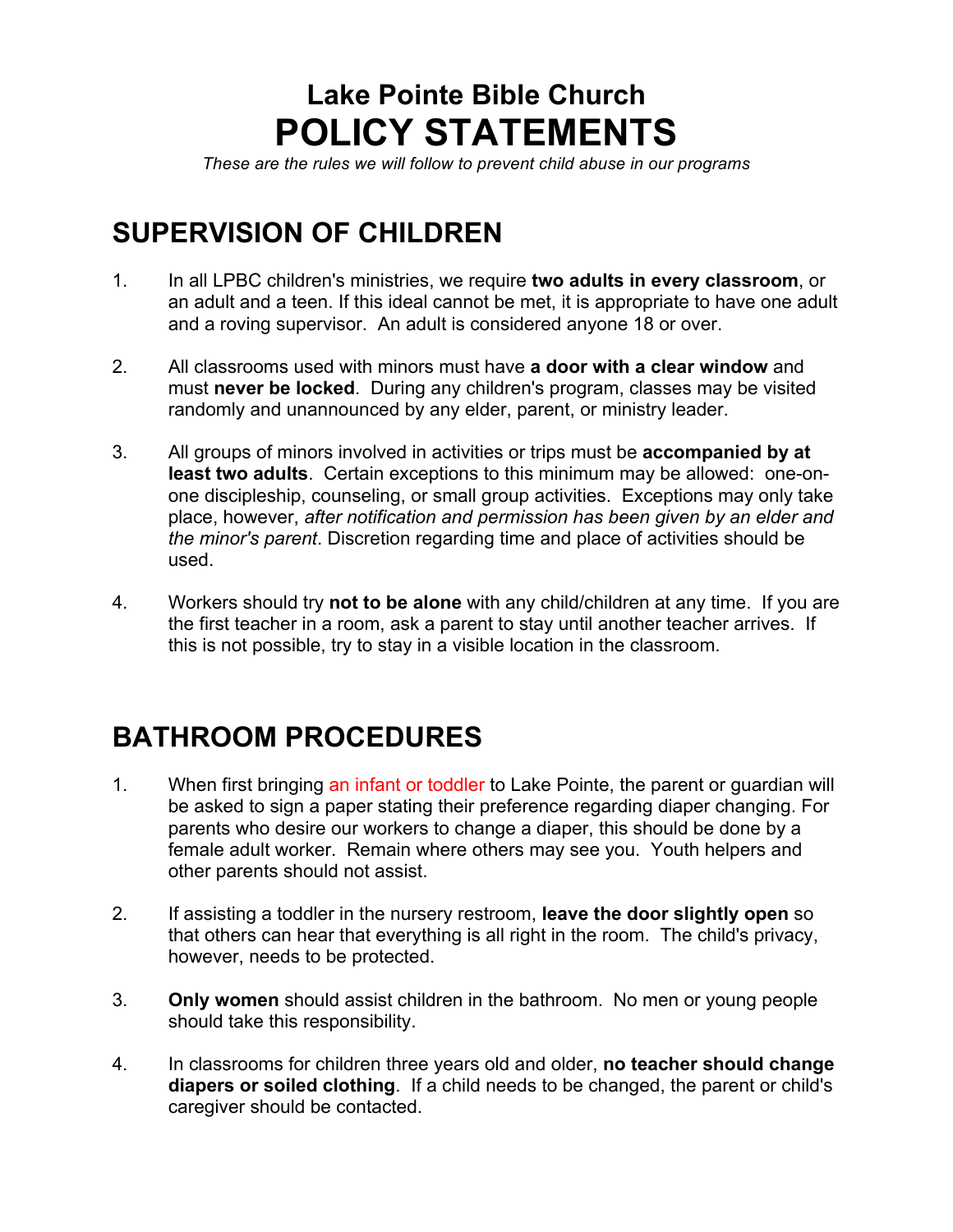# Lake Pointe Bible Church
# POLICY STATEMENTS

*These are the rules we will follow to prevent child abuse in our programs*

## SUPERVISION OF CHILDREN

1. In all LPBC children's ministries, we require **two adults in every classroom**, or an adult and a teen. If this ideal cannot be met, it is appropriate to have one adult and a roving supervisor. An adult is considered anyone 18 or over.

2. All classrooms used with minors must have **a door with a clear window** and must **never be locked**. During any children's program, classes may be visited randomly and unannounced by any elder, parent, or ministry leader.

3. All groups of minors involved in activities or trips must be **accompanied by at least two adults**. Certain exceptions to this minimum may be allowed: one-on-one discipleship, counseling, or small group activities. Exceptions may only take place, however, *after notification and permission has been given by an elder and the minor's parent*. Discretion regarding time and place of activities should be used.

4. Workers should try **not to be alone** with any child/children at any time. If you are the first teacher in a room, ask a parent to stay until another teacher arrives. If this is not possible, try to stay in a visible location in the classroom.

## BATHROOM PROCEDURES

1. When first bringing an infant or toddler to Lake Pointe, the parent or guardian will be asked to sign a paper stating their preference regarding diaper changing. For parents who desire our workers to change a diaper, this should be done by a female adult worker. Remain where others may see you. Youth helpers and other parents should not assist.

2. If assisting a toddler in the nursery restroom, **leave the door slightly open** so that others can hear that everything is all right in the room. The child's privacy, however, needs to be protected.

3. **Only women** should assist children in the bathroom. No men or young people should take this responsibility.

4. In classrooms for children three years old and older, **no teacher should change diapers or soiled clothing**. If a child needs to be changed, the parent or child's caregiver should be contacted.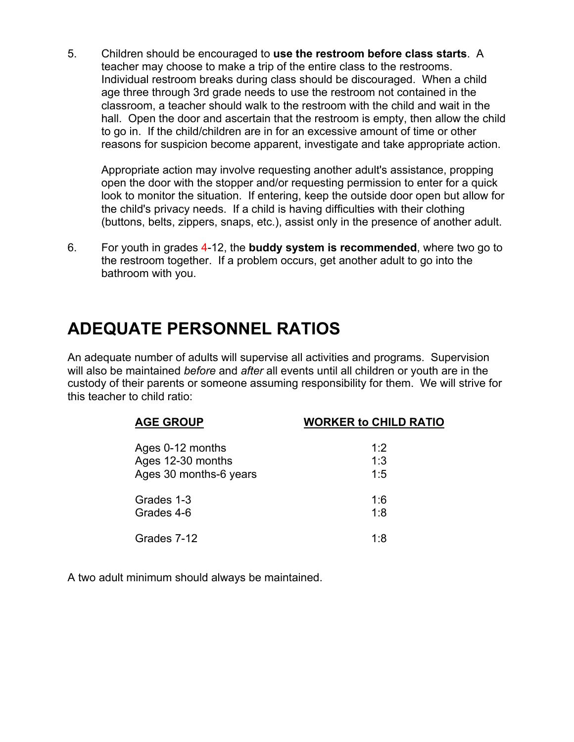5. Children should be encouraged to **use the restroom before class starts**. A teacher may choose to make a trip of the entire class to the restrooms. Individual restroom breaks during class should be discouraged. When a child age three through 3rd grade needs to use the restroom not contained in the classroom, a teacher should walk to the restroom with the child and wait in the hall. Open the door and ascertain that the restroom is empty, then allow the child to go in. If the child/children are in for an excessive amount of time or other reasons for suspicion become apparent, investigate and take appropriate action.

   Appropriate action may involve requesting another adult's assistance, propping open the door with the stopper and/or requesting permission to enter for a quick look to monitor the situation. If entering, keep the outside door open but allow for the child's privacy needs. If a child is having difficulties with their clothing (buttons, belts, zippers, snaps, etc.), assist only in the presence of another adult.

6. For youth in grades 4-12, the **buddy system is recommended**, where two go to the restroom together. If a problem occurs, get another adult to go into the bathroom with you.

# ADEQUATE PERSONNEL RATIOS

An adequate number of adults will supervise all activities and programs. Supervision will also be maintained *before* and *after* all events until all children or youth are in the custody of their parents or someone assuming responsibility for them. We will strive for this teacher to child ratio:

| AGE GROUP | WORKER to CHILD RATIO |
| --- | --- |
| Ages 0-12 months | 1:2 |
| Ages 12-30 months | 1:3 |
| Ages 30 months-6 years | 1:5 |
| Grades 1-3 | 1:6 |
| Grades 4-6 | 1:8 |
| Grades 7-12 | 1:8 |

A two adult minimum should always be maintained.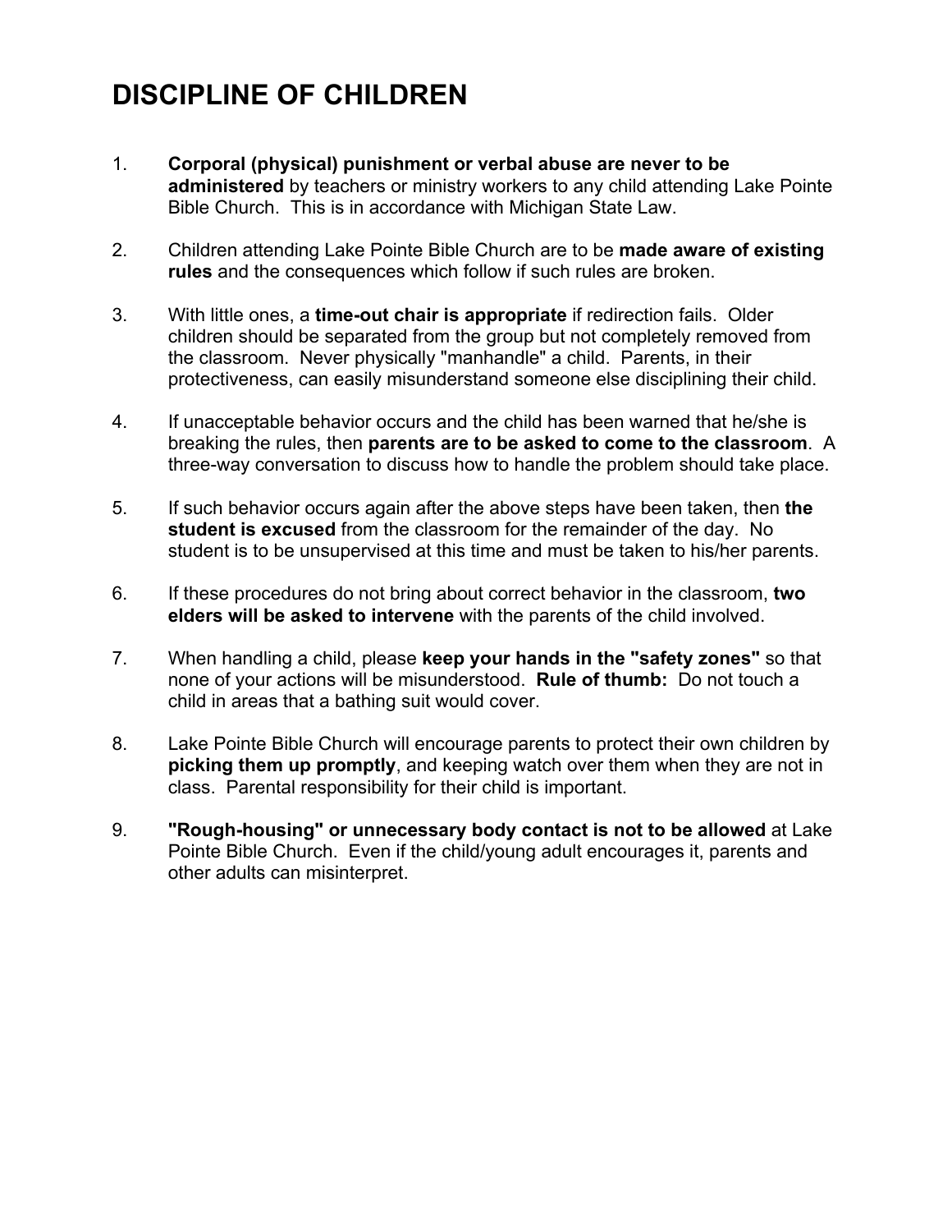# DISCIPLINE OF CHILDREN

1. **Corporal (physical) punishment or verbal abuse are never to be administered** by teachers or ministry workers to any child attending Lake Pointe Bible Church. This is in accordance with Michigan State Law.

2. Children attending Lake Pointe Bible Church are to be **made aware of existing rules** and the consequences which follow if such rules are broken.

3. With little ones, a **time-out chair is appropriate** if redirection fails. Older children should be separated from the group but not completely removed from the classroom. Never physically "manhandle" a child. Parents, in their protectiveness, can easily misunderstand someone else disciplining their child.

4. If unacceptable behavior occurs and the child has been warned that he/she is breaking the rules, then **parents are to be asked to come to the classroom**. A three-way conversation to discuss how to handle the problem should take place.

5. If such behavior occurs again after the above steps have been taken, then **the student is excused** from the classroom for the remainder of the day. No student is to be unsupervised at this time and must be taken to his/her parents.

6. If these procedures do not bring about correct behavior in the classroom, **two elders will be asked to intervene** with the parents of the child involved.

7. When handling a child, please **keep your hands in the "safety zones"** so that none of your actions will be misunderstood. **Rule of thumb:** Do not touch a child in areas that a bathing suit would cover.

8. Lake Pointe Bible Church will encourage parents to protect their own children by **picking them up promptly**, and keeping watch over them when they are not in class. Parental responsibility for their child is important.

9. **"Rough-housing" or unnecessary body contact is not to be allowed** at Lake Pointe Bible Church. Even if the child/young adult encourages it, parents and other adults can misinterpret.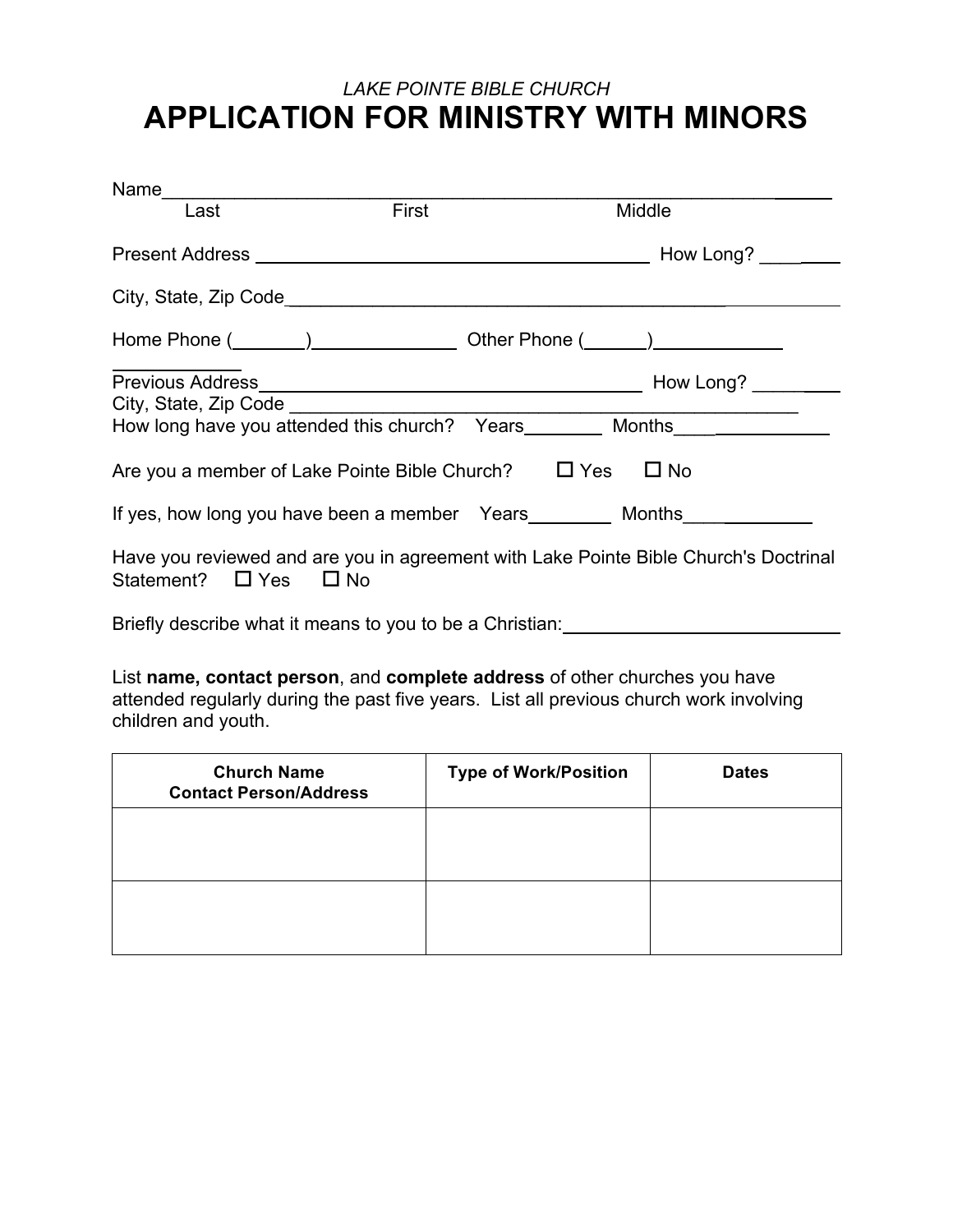*LAKE POINTE BIBLE CHURCH*

# APPLICATION FOR MINISTRY WITH MINORS

Name________________________________________________________________
Last First Middle

Present Address ________________________________________ How Long? ________

City, State, Zip Code________________________________________________________

Home Phone (_______)______________ Other Phone (______)______________________

Previous Address_______________________________________ How Long? ________
City, State, Zip Code ___________________________________________________
How long have you attended this church? Years________ Months________________

Are you a member of Lake Pointe Bible Church? ☐ Yes ☐ No

If yes, how long you have been a member Years________ Months____________

Have you reviewed and are you in agreement with Lake Pointe Bible Church's Doctrinal Statement? ☐ Yes ☐ No

Briefly describe what it means to you to be a Christian:___________________________

List **name, contact person**, and **complete address** of other churches you have attended regularly during the past five years. List all previous church work involving children and youth.

| Church Name<br>Contact Person/Address | Type of Work/Position | Dates |
|---|---|---|
| | | |
| | | |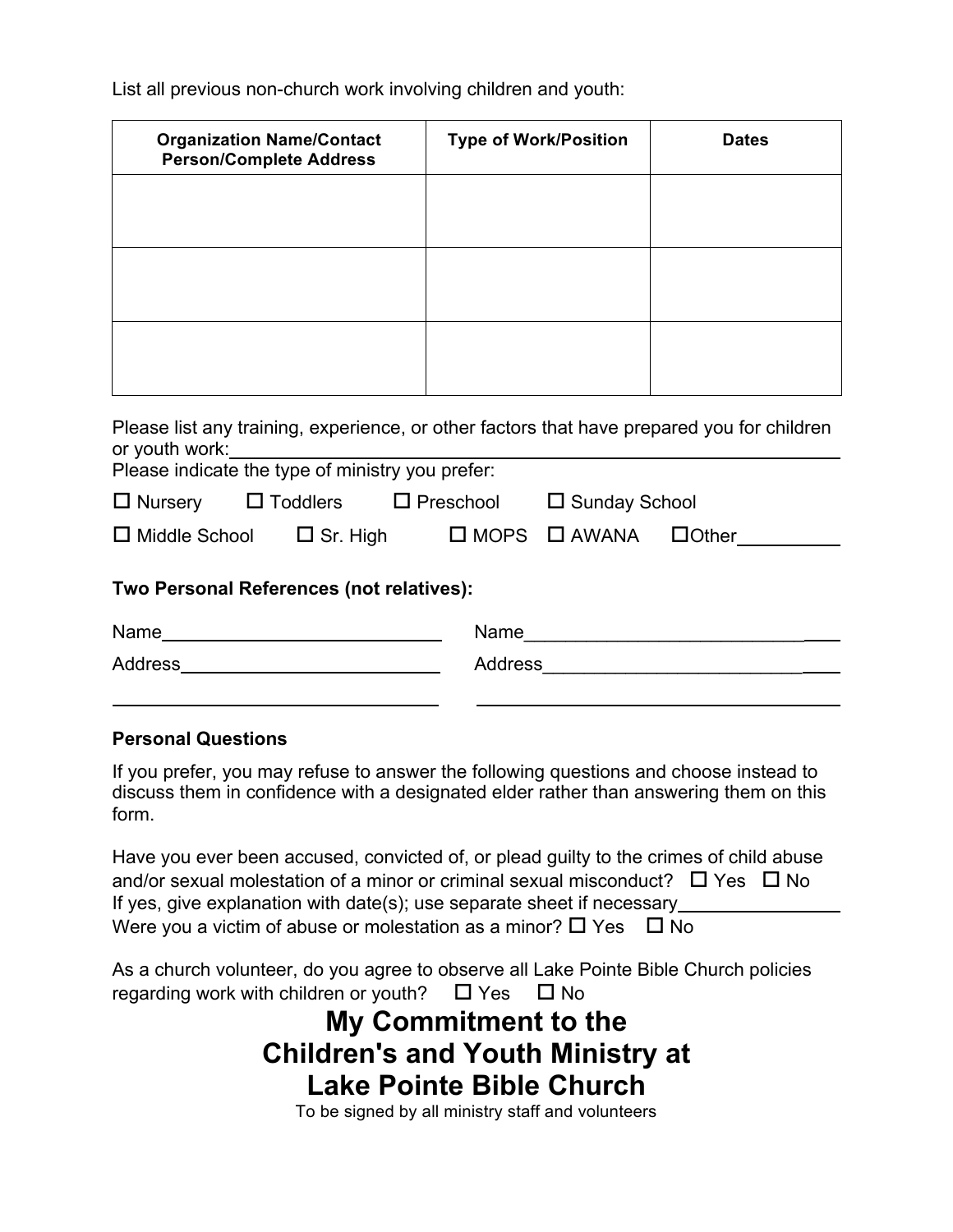List all previous non-church work involving children and youth:

| Organization Name/Contact Person/Complete Address | Type of Work/Position | Dates |
|---|---|---|
| | | |
| | | |
| | | |

Please list any training, experience, or other factors that have prepared you for children or youth work:\_\_\_\_\_\_\_\_\_\_\_\_\_\_\_\_\_\_\_\_\_\_\_\_\_\_\_\_\_\_\_\_\_\_\_\_\_\_\_\_\_\_\_\_\_\_\_\_\_\_

Please indicate the type of ministry you prefer:

☐ Nursery ☐ Toddlers ☐ Preschool ☐ Sunday School

☐ Middle School ☐ Sr. High ☐ MOPS ☐ AWANA ☐Other\_\_\_\_\_\_\_\_\_\_

**Two Personal References (not relatives):**

Name\_\_\_\_\_\_\_\_\_\_\_\_\_\_\_\_\_\_\_\_\_\_\_\_\_\_\_\_ Name\_\_\_\_\_\_\_\_\_\_\_\_\_\_\_\_\_\_\_\_\_\_\_\_\_\_\_\_\_\_

Address\_\_\_\_\_\_\_\_\_\_\_\_\_\_\_\_\_\_\_\_\_\_\_\_\_\_ Address\_\_\_\_\_\_\_\_\_\_\_\_\_\_\_\_\_\_\_\_\_\_\_\_\_\_\_\_

\_\_\_\_\_\_\_\_\_\_\_\_\_\_\_\_\_\_\_\_\_\_\_\_\_\_\_\_\_\_\_\_\_\_ \_\_\_\_\_\_\_\_\_\_\_\_\_\_\_\_\_\_\_\_\_\_\_\_\_\_\_\_\_\_\_\_\_\_\_\_\_\_

**Personal Questions**

If you prefer, you may refuse to answer the following questions and choose instead to discuss them in confidence with a designated elder rather than answering them on this form.

Have you ever been accused, convicted of, or plead guilty to the crimes of child abuse and/or sexual molestation of a minor or criminal sexual misconduct? ☐ Yes ☐ No
If yes, give explanation with date(s); use separate sheet if necessary\_\_\_\_\_\_\_\_\_\_\_\_\_\_\_\_
Were you a victim of abuse or molestation as a minor? ☐ Yes ☐ No

As a church volunteer, do you agree to observe all Lake Pointe Bible Church policies regarding work with children or youth? ☐ Yes ☐ No

# My Commitment to the Children's and Youth Ministry at Lake Pointe Bible Church

To be signed by all ministry staff and volunteers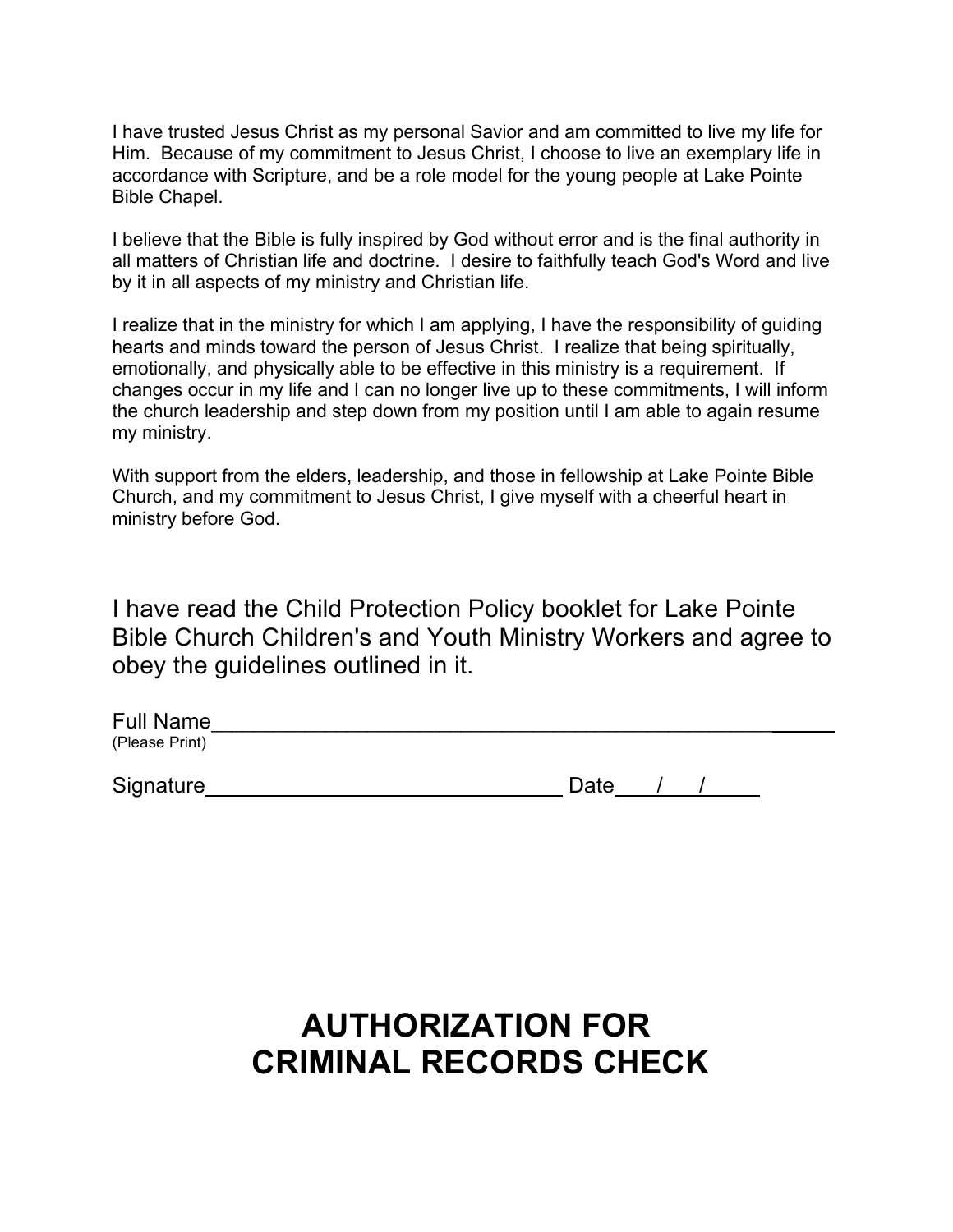I have trusted Jesus Christ as my personal Savior and am committed to live my life for Him. Because of my commitment to Jesus Christ, I choose to live an exemplary life in accordance with Scripture, and be a role model for the young people at Lake Pointe Bible Chapel.

I believe that the Bible is fully inspired by God without error and is the final authority in all matters of Christian life and doctrine. I desire to faithfully teach God's Word and live by it in all aspects of my ministry and Christian life.

I realize that in the ministry for which I am applying, I have the responsibility of guiding hearts and minds toward the person of Jesus Christ. I realize that being spiritually, emotionally, and physically able to be effective in this ministry is a requirement. If changes occur in my life and I can no longer live up to these commitments, I will inform the church leadership and step down from my position until I am able to again resume my ministry.

With support from the elders, leadership, and those in fellowship at Lake Pointe Bible Church, and my commitment to Jesus Christ, I give myself with a cheerful heart in ministry before God.

I have read the Child Protection Policy booklet for Lake Pointe Bible Church Children's and Youth Ministry Workers and agree to obey the guidelines outlined in it.

Full Name_______________________________________________________
(Please Print)

Signature_______________________________ Date___/___/_____

# AUTHORIZATION FOR CRIMINAL RECORDS CHECK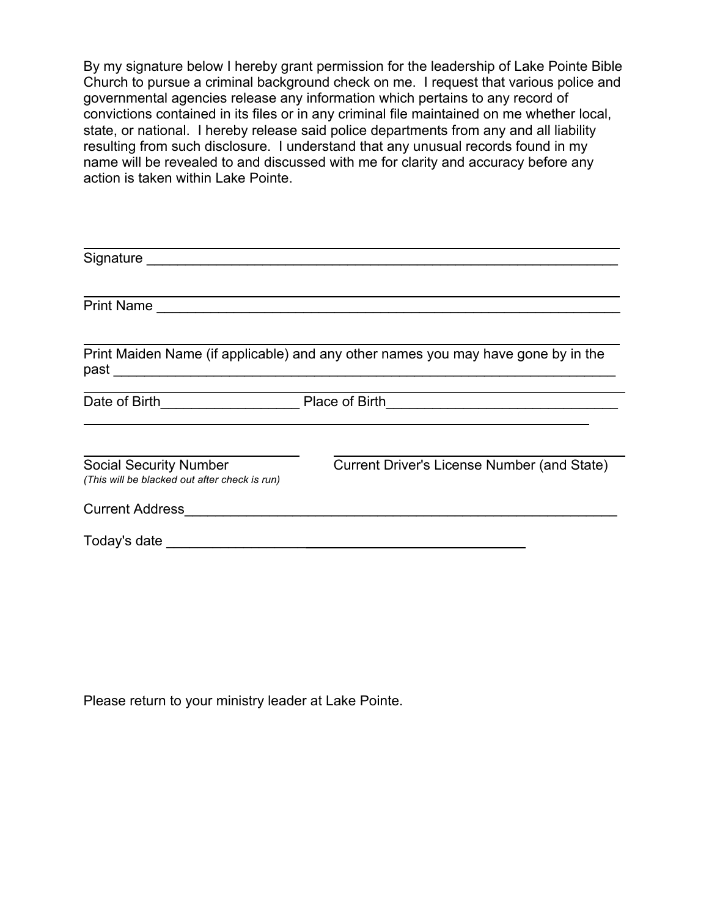By my signature below I hereby grant permission for the leadership of Lake Pointe Bible Church to pursue a criminal background check on me. I request that various police and governmental agencies release any information which pertains to any record of convictions contained in its files or in any criminal file maintained on me whether local, state, or national. I hereby release said police departments from any and all liability resulting from such disclosure. I understand that any unusual records found in my name will be revealed to and discussed with me for clarity and accuracy before any action is taken within Lake Pointe.

Signature ______________________________________________________________

Print Name _____________________________________________________________

Print Maiden Name (if applicable) and any other names you may have gone by in the past _________________________________________________________________

Date of Birth__________________ Place of Birth______________________________

______________________________  ______________________________

Social Security Number  
*(This will be blacked out after check is run)*

Current Driver's License Number (and State)

Current Address__________________________________________________________

Today's date ______________________________________________

Please return to your ministry leader at Lake Pointe.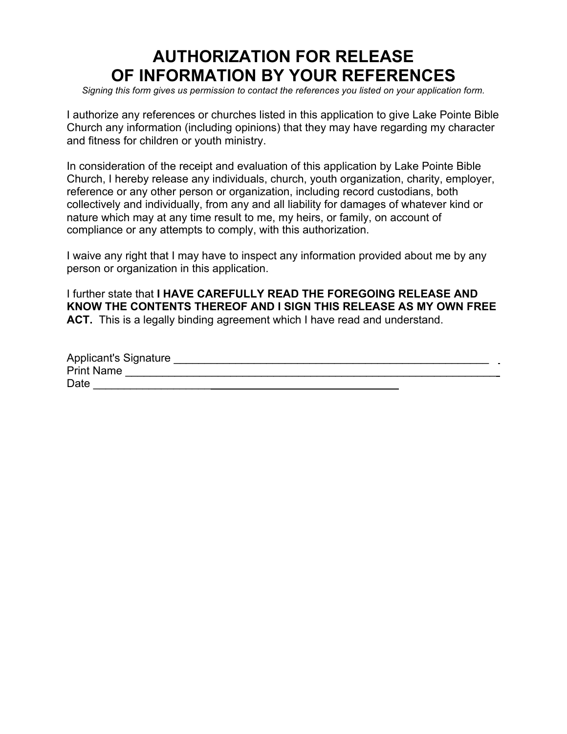# AUTHORIZATION FOR RELEASE OF INFORMATION BY YOUR REFERENCES

*Signing this form gives us permission to contact the references you listed on your application form.*

I authorize any references or churches listed in this application to give Lake Pointe Bible Church any information (including opinions) that they may have regarding my character and fitness for children or youth ministry.

In consideration of the receipt and evaluation of this application by Lake Pointe Bible Church, I hereby release any individuals, church, youth organization, charity, employer, reference or any other person or organization, including record custodians, both collectively and individually, from any and all liability for damages of whatever kind or nature which may at any time result to me, my heirs, or family, on account of compliance or any attempts to comply, with this authorization.

I waive any right that I may have to inspect any information provided about me by any person or organization in this application.

I further state that **I HAVE CAREFULLY READ THE FOREGOING RELEASE AND KNOW THE CONTENTS THEREOF AND I SIGN THIS RELEASE AS MY OWN FREE ACT.** This is a legally binding agreement which I have read and understand.

Applicant's Signature ______________________________________________________

Print Name ______________________________________________________________

Date ____________________________________________________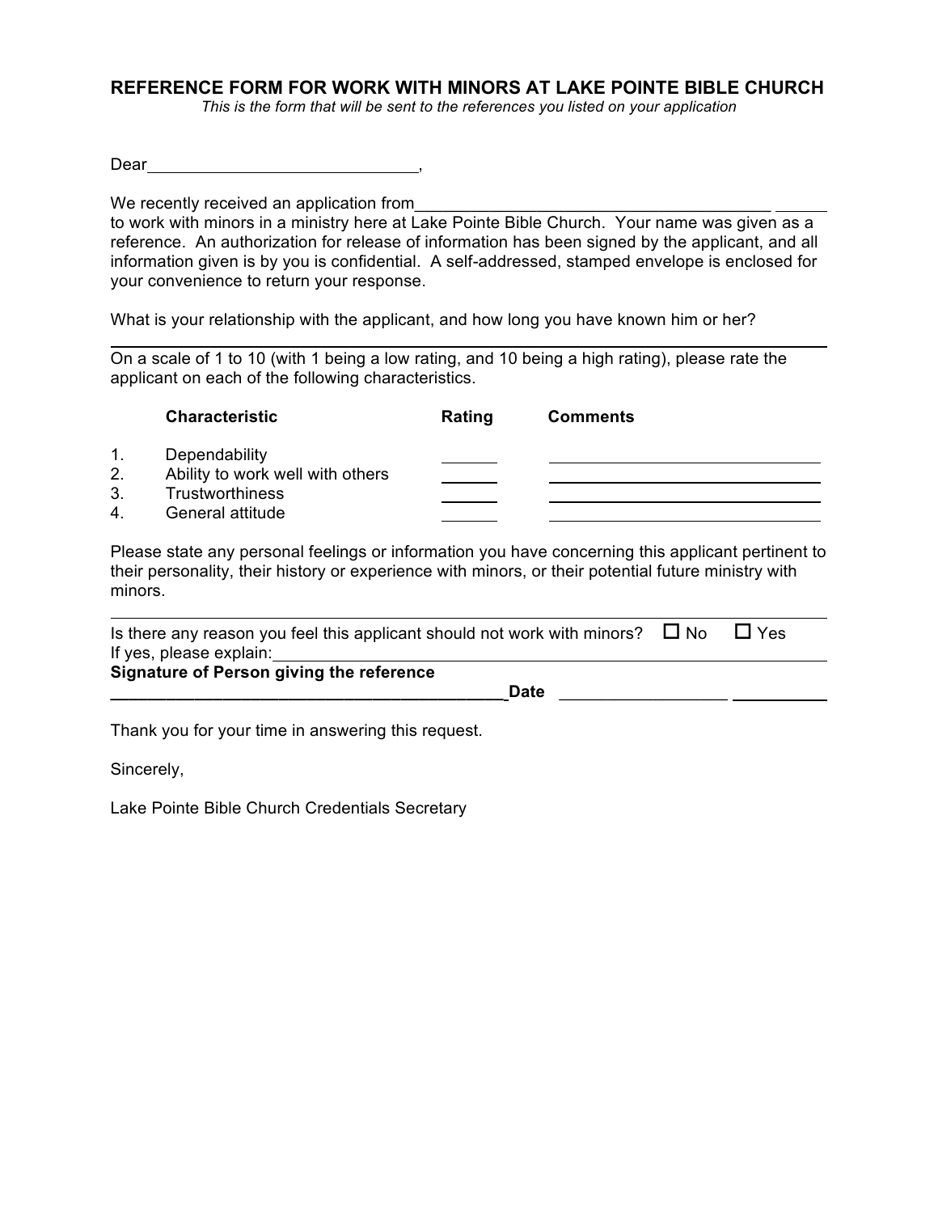# REFERENCE FORM FOR WORK WITH MINORS AT LAKE POINTE BIBLE CHURCH

*This is the form that will be sent to the references you listed on your application*

Dear____________________________,

We recently received an application from______________________________________ _____ to work with minors in a ministry here at Lake Pointe Bible Church. Your name was given as a reference. An authorization for release of information has been signed by the applicant, and all information given is by you is confidential. A self-addressed, stamped envelope is enclosed for your convenience to return your response.

What is your relationship with the applicant, and how long you have known him or her?

_______________________________________________________________________________

On a scale of 1 to 10 (with 1 being a low rating, and 10 being a high rating), please rate the applicant on each of the following characteristics.

| | Characteristic | Rating | Comments |
|---|---|---|---|
| 1. | Dependability | ______ | ____________________________ |
| 2. | Ability to work well with others | ______ | ____________________________ |
| 3. | Trustworthiness | ______ | ____________________________ |
| 4. | General attitude | ______ | ____________________________ |

Please state any personal feelings or information you have concerning this applicant pertinent to their personality, their history or experience with minors, or their potential future ministry with minors.

_______________________________________________________________________________

Is there any reason you feel this applicant should not work with minors? ☐ No ☐ Yes

If yes, please explain:_________________________________________________________

**Signature of Person giving the reference**

**__________________________________________Date** _________________ __________

Thank you for your time in answering this request.

Sincerely,

Lake Pointe Bible Church Credentials Secretary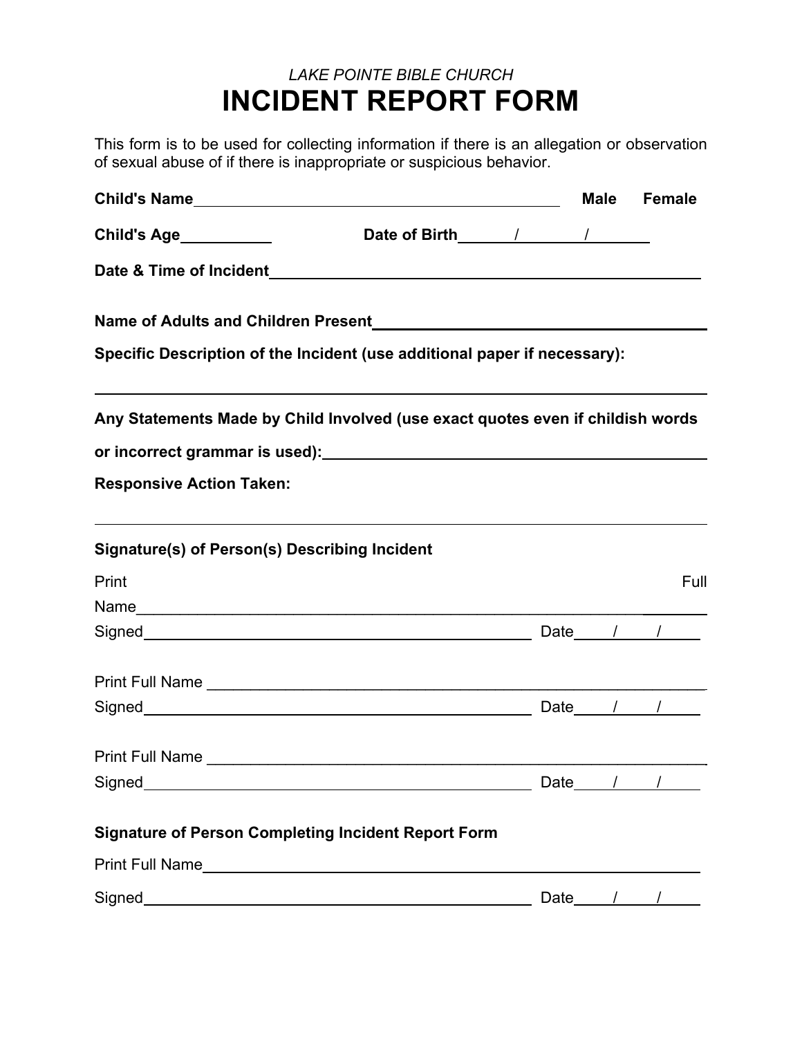*LAKE POINTE BIBLE CHURCH*

# INCIDENT REPORT FORM

This form is to be used for collecting information if there is an allegation or observation of sexual abuse of if there is inappropriate or suspicious behavior.

**Child's Name**\_\_\_\_\_\_\_\_\_\_\_\_\_\_\_\_\_\_\_\_\_\_\_\_\_\_\_\_\_\_\_\_\_\_\_\_\_\_\_\_ **Male** **Female**

**Child's Age**\_\_\_\_\_\_\_\_\_\_ **Date of Birth**\_\_\_\_\_/\_\_\_\_\_\_/\_\_\_\_\_\_

**Date & Time of Incident**\_\_\_\_\_\_\_\_\_\_\_\_\_\_\_\_\_\_\_\_\_\_\_\_\_\_\_\_\_\_\_\_\_\_\_\_\_\_\_\_\_\_\_\_

**Name of Adults and Children Present**\_\_\_\_\_\_\_\_\_\_\_\_\_\_\_\_\_\_\_\_\_\_\_\_\_\_\_\_\_\_\_\_\_\_

**Specific Description of the Incident (use additional paper if necessary):**

\_\_\_\_\_\_\_\_\_\_\_\_\_\_\_\_\_\_\_\_\_\_\_\_\_\_\_\_\_\_\_\_\_\_\_\_\_\_\_\_\_\_\_\_\_\_\_\_\_\_\_\_\_\_\_\_\_\_\_\_\_\_\_\_\_\_\_\_

**Any Statements Made by Child Involved (use exact quotes even if childish words or incorrect grammar is used):**\_\_\_\_\_\_\_\_\_\_\_\_\_\_\_\_\_\_\_\_\_\_\_\_\_\_\_\_\_\_\_\_\_\_\_\_\_\_\_\_

**Responsive Action Taken:**

\_\_\_\_\_\_\_\_\_\_\_\_\_\_\_\_\_\_\_\_\_\_\_\_\_\_\_\_\_\_\_\_\_\_\_\_\_\_\_\_\_\_\_\_\_\_\_\_\_\_\_\_\_\_\_\_\_\_\_\_\_\_\_\_\_\_\_\_

**Signature(s) of Person(s) Describing Incident**

Print Full Name\_\_\_\_\_\_\_\_\_\_\_\_\_\_\_\_\_\_\_\_\_\_\_\_\_\_\_\_\_\_\_\_\_\_\_\_\_\_\_\_\_\_\_\_\_\_\_\_\_\_\_\_\_\_

Signed\_\_\_\_\_\_\_\_\_\_\_\_\_\_\_\_\_\_\_\_\_\_\_\_\_\_\_\_\_\_\_\_\_\_\_\_\_\_\_\_\_\_ Date\_\_\_\_/\_\_\_\_/\_\_\_\_

Print Full Name \_\_\_\_\_\_\_\_\_\_\_\_\_\_\_\_\_\_\_\_\_\_\_\_\_\_\_\_\_\_\_\_\_\_\_\_\_\_\_\_\_\_\_\_\_\_\_\_\_\_\_\_\_

Signed\_\_\_\_\_\_\_\_\_\_\_\_\_\_\_\_\_\_\_\_\_\_\_\_\_\_\_\_\_\_\_\_\_\_\_\_\_\_\_\_\_\_ Date\_\_\_\_/\_\_\_\_/\_\_\_\_

Print Full Name \_\_\_\_\_\_\_\_\_\_\_\_\_\_\_\_\_\_\_\_\_\_\_\_\_\_\_\_\_\_\_\_\_\_\_\_\_\_\_\_\_\_\_\_\_\_\_\_\_\_\_\_\_

Signed\_\_\_\_\_\_\_\_\_\_\_\_\_\_\_\_\_\_\_\_\_\_\_\_\_\_\_\_\_\_\_\_\_\_\_\_\_\_\_\_\_\_ Date\_\_\_\_/\_\_\_\_/\_\_\_\_

**Signature of Person Completing Incident Report Form**

Print Full Name\_\_\_\_\_\_\_\_\_\_\_\_\_\_\_\_\_\_\_\_\_\_\_\_\_\_\_\_\_\_\_\_\_\_\_\_\_\_\_\_\_\_\_\_\_\_\_\_\_\_\_\_\_\_

Signed\_\_\_\_\_\_\_\_\_\_\_\_\_\_\_\_\_\_\_\_\_\_\_\_\_\_\_\_\_\_\_\_\_\_\_\_\_\_\_\_\_\_ Date\_\_\_\_/\_\_\_\_/\_\_\_\_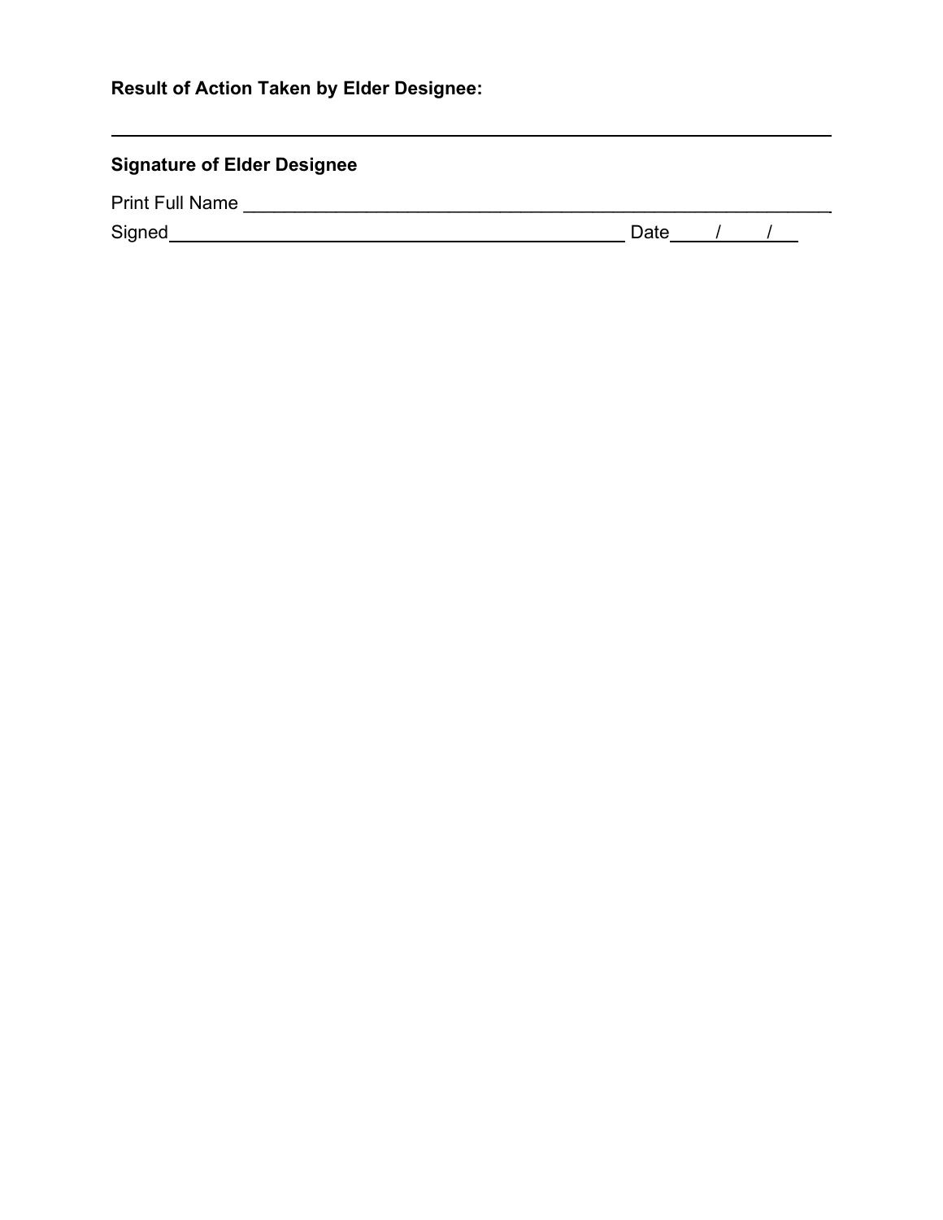**Result of Action Taken by Elder Designee:**

\_\_\_\_\_\_\_\_\_\_\_\_\_\_\_\_\_\_\_\_\_\_\_\_\_\_\_\_\_\_\_\_\_\_\_\_\_\_\_\_\_\_\_\_\_\_\_\_\_\_\_\_\_\_\_\_\_\_\_\_\_\_\_\_\_\_

**Signature of Elder Designee**

Print Full Name \_\_\_\_\_\_\_\_\_\_\_\_\_\_\_\_\_\_\_\_\_\_\_\_\_\_\_\_\_\_\_\_\_\_\_\_\_\_\_\_\_\_\_\_\_\_\_\_\_\_\_\_

Signed\_\_\_\_\_\_\_\_\_\_\_\_\_\_\_\_\_\_\_\_\_\_\_\_\_\_\_\_\_\_\_\_\_\_\_\_\_\_\_\_\_\_ Date\_\_\_\_/\_\_\_\_/\_\_\_